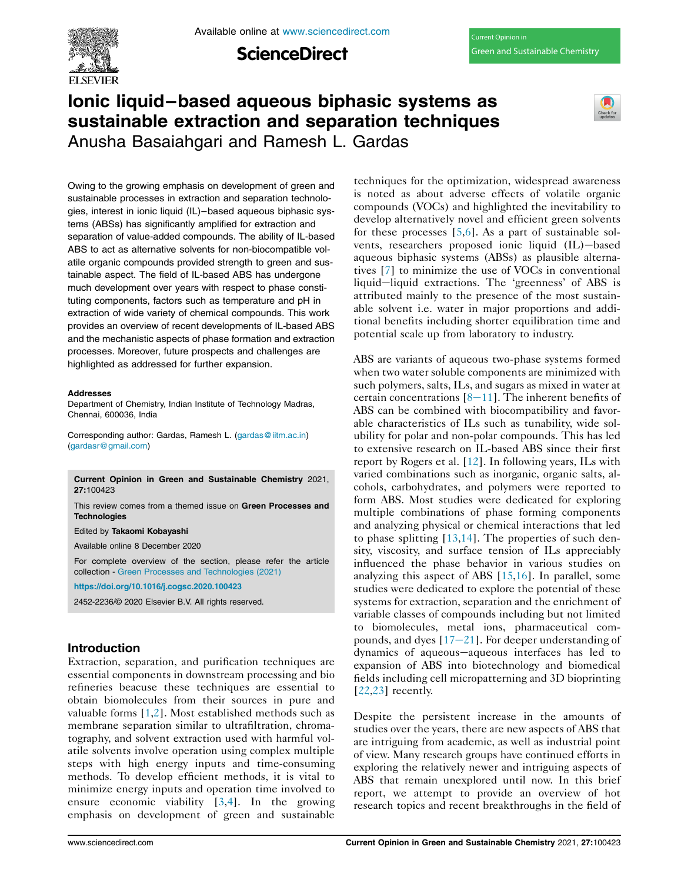# Ionic liquid–based aqueous biphasic systems as sustainable extraction and separation techniques

Anusha Basaiahgari and Ramesh L. Gardas

Owing to the growing emphasis on development of green and sustainable processes in extraction and separation technologies, interest in ionic liquid (IL)–based aqueous biphasic systems (ABSs) has significantly amplified for extraction and separation of value-added compounds. The ability of IL-based ABS to act as alternative solvents for non-biocompatible volatile organic compounds provided strength to green and sustainable aspect. The field of IL-based ABS has undergone much development over years with respect to phase constituting components, factors such as temperature and pH in extraction of wide variety of chemical compounds. This work provides an overview of recent developments of IL-based ABS and the mechanistic aspects of phase formation and extraction processes. Moreover, future prospects and challenges are highlighted as addressed for further expansion.

**Addresses**
Department of Chemistry, Indian Institute of Technology Madras, Chennai, 600036, India

Corresponding author: Gardas, Ramesh L. (gardas@iitm.ac.in) (gardasr@gmail.com)

**Current Opinion in Green and Sustainable Chemistry** 2021, **27**:100423

This review comes from a themed issue on **Green Processes and Technologies**

Edited by **Takaomi Kobayashi**

Available online 8 December 2020

For complete overview of the section, please refer the article collection - Green Processes and Technologies (2021)

https://doi.org/10.1016/j.cogsc.2020.100423

2452-2236/© 2020 Elsevier B.V. All rights reserved.

## Introduction

Extraction, separation, and purification techniques are essential components in downstream processing and bio refineries beacuse these techniques are essential to obtain biomolecules from their sources in pure and valuable forms [1,2]. Most established methods such as membrane separation similar to ultrafiltration, chromatography, and solvent extraction used with harmful volatile solvents involve operation using complex multiple steps with high energy inputs and time-consuming methods. To develop efficient methods, it is vital to minimize energy inputs and operation time involved to ensure economic viability [3,4]. In the growing emphasis on development of green and sustainable techniques for the optimization, widespread awareness is noted as about adverse effects of volatile organic compounds (VOCs) and highlighted the inevitability to develop alternatively novel and efficient green solvents for these processes [5,6]. As a part of sustainable solvents, researchers proposed ionic liquid (IL)–based aqueous biphasic systems (ABSs) as plausible alternatives [7] to minimize the use of VOCs in conventional liquid–liquid extractions. The 'greenness' of ABS is attributed mainly to the presence of the most sustainable solvent i.e. water in major proportions and additional benefits including shorter equilibration time and potential scale up from laboratory to industry.

ABS are variants of aqueous two-phase systems formed when two water soluble components are minimized with such polymers, salts, ILs, and sugars as mixed in water at certain concentrations [8–11]. The inherent benefits of ABS can be combined with biocompatibility and favorable characteristics of ILs such as tunability, wide solubility for polar and non-polar compounds. This has led to extensive research on IL-based ABS since their first report by Rogers et al. [12]. In following years, ILs with varied combinations such as inorganic, organic salts, alcohols, carbohydrates, and polymers were reported to form ABS. Most studies were dedicated for exploring multiple combinations of phase forming components and analyzing physical or chemical interactions that led to phase splitting [13,14]. The properties of such density, viscosity, and surface tension of ILs appreciably influenced the phase behavior in various studies on analyzing this aspect of ABS [15,16]. In parallel, some studies were dedicated to explore the potential of these systems for extraction, separation and the enrichment of variable classes of compounds including but not limited to biomolecules, metal ions, pharmaceutical compounds, and dyes [17–21]. For deeper understanding of dynamics of aqueous–aqueous interfaces has led to expansion of ABS into biotechnology and biomedical fields including cell micropatterning and 3D bioprinting [22,23] recently.

Despite the persistent increase in the amounts of studies over the years, there are new aspects of ABS that are intriguing from academic, as well as industrial point of view. Many research groups have continued efforts in exploring the relatively newer and intriguing aspects of ABS that remain unexplored until now. In this brief report, we attempt to provide an overview of hot research topics and recent breakthroughs in the field of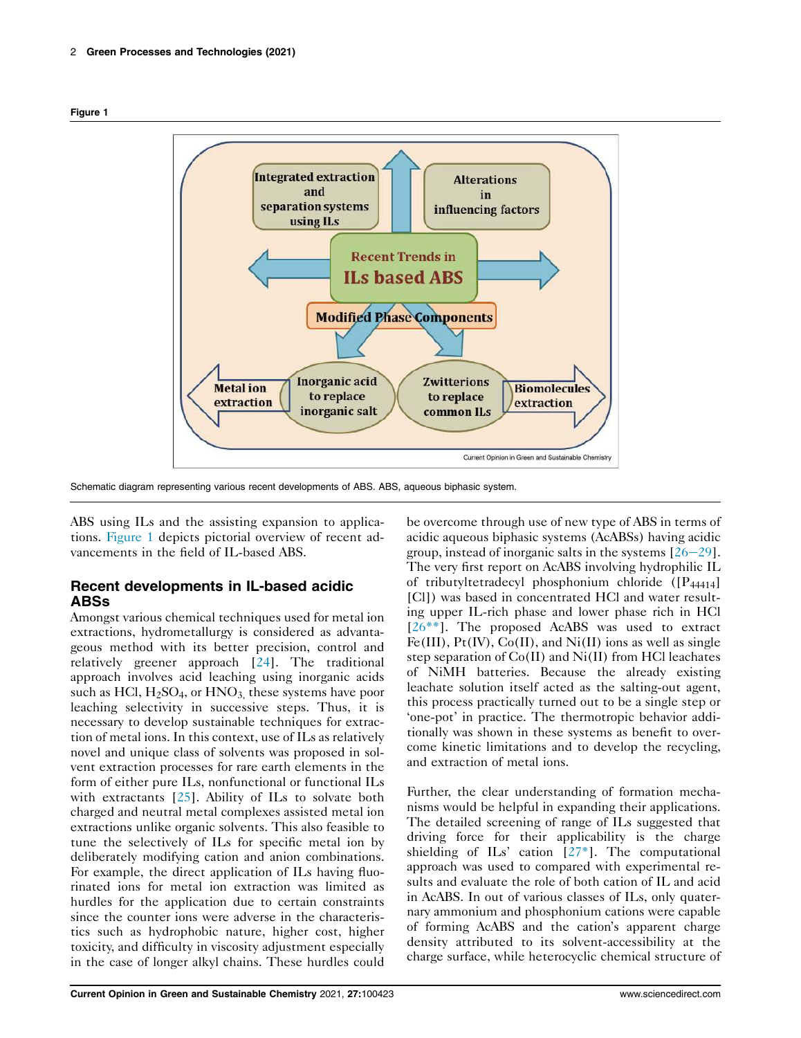**Figure 1**

Schematic diagram representing various recent developments of ABS. ABS, aqueous biphasic system.

ABS using ILs and the assisting expansion to applications. Figure 1 depicts pictorial overview of recent advancements in the field of IL-based ABS.

## Recent developments in IL-based acidic ABSs

Amongst various chemical techniques used for metal ion extractions, hydrometallurgy is considered as advantageous method with its better precision, control and relatively greener approach [24]. The traditional approach involves acid leaching using inorganic acids such as HCl, $H_2SO_4$, or $HNO_3$, these systems have poor leaching selectivity in successive steps. Thus, it is necessary to develop sustainable techniques for extraction of metal ions. In this context, use of ILs as relatively novel and unique class of solvents was proposed in solvent extraction processes for rare earth elements in the form of either pure ILs, nonfunctional or functional ILs with extractants [25]. Ability of ILs to solvate both charged and neutral metal complexes assisted metal ion extractions unlike organic solvents. This also feasible to tune the selectively of ILs for specific metal ion by deliberately modifying cation and anion combinations. For example, the direct application of ILs having fluorinated ions for metal ion extraction was limited as hurdles for the application due to certain constraints since the counter ions were adverse in the characteristics such as hydrophobic nature, higher cost, higher toxicity, and difficulty in viscosity adjustment especially in the case of longer alkyl chains. These hurdles could be overcome through use of new type of ABS in terms of acidic aqueous biphasic systems (AcABSs) having acidic group, instead of inorganic salts in the systems [26–29]. The very first report on AcABS involving hydrophilic IL of tributyltetradecyl phosphonium chloride ([$P_{44414}$][Cl]) was based in concentrated HCl and water resulting upper IL-rich phase and lower phase rich in HCl [26**]. The proposed AcABS was used to extract Fe(III), Pt(IV), Co(II), and Ni(II) ions as well as single step separation of Co(II) and Ni(II) from HCl leachates of NiMH batteries. Because the already existing leachate solution itself acted as the salting-out agent, this process practically turned out to be a single step or 'one-pot' in practice. The thermotropic behavior additionally was shown in these systems as benefit to overcome kinetic limitations and to develop the recycling, and extraction of metal ions.

Further, the clear understanding of formation mechanisms would be helpful in expanding their applications. The detailed screening of range of ILs suggested that driving force for their applicability is the charge shielding of ILs' cation [27*]. The computational approach was used to compared with experimental results and evaluate the role of both cation of IL and acid in AcABS. In out of various classes of ILs, only quaternary ammonium and phosphonium cations were capable of forming AcABS and the cation's apparent charge density attributed to its solvent-accessibility at the charge surface, while heterocyclic chemical structure of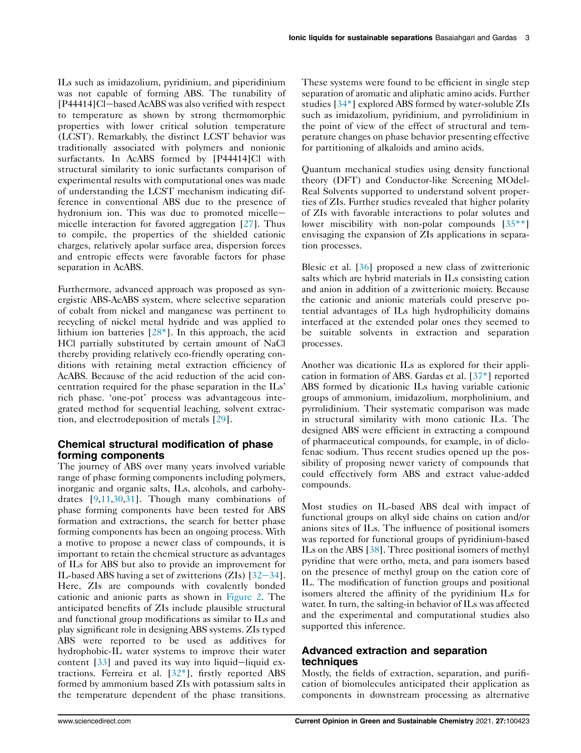ILs such as imidazolium, pyridinium, and piperidinium was not capable of forming ABS. The tunability of [P44414]Cl−based AcABS was also verified with respect to temperature as shown by strong thermomorphic properties with lower critical solution temperature (LCST). Remarkably, the distinct LCST behavior was traditionally associated with polymers and nonionic surfactants. In AcABS formed by [P44414]Cl with structural similarity to ionic surfactants comparison of experimental results with computational ones was made of understanding the LCST mechanism indicating difference in conventional ABS due to the presence of hydronium ion. This was due to promoted micelle−micelle interaction for favored aggregation [27]. Thus to compile, the properties of the shielded cationic charges, relatively apolar surface area, dispersion forces and entropic effects were favorable factors for phase separation in AcABS.

Furthermore, advanced approach was proposed as synergistic ABS-AcABS system, where selective separation of cobalt from nickel and manganese was pertinent to recycling of nickel metal hydride and was applied to lithium ion batteries [28*]. In this approach, the acid HCl partially substituted by certain amount of NaCl thereby providing relatively eco-friendly operating conditions with retaining metal extraction efficiency of AcABS. Because of the acid reduction of the acid concentration required for the phase separation in the ILs' rich phase. 'one-pot' process was advantageous integrated method for sequential leaching, solvent extraction, and electrodeposition of metals [29].

## Chemical structural modification of phase forming components

The journey of ABS over many years involved variable range of phase forming components including polymers, inorganic and organic salts, ILs, alcohols, and carbohydrates [9,11,30,31]. Though many combinations of phase forming components have been tested for ABS formation and extractions, the search for better phase forming components has been an ongoing process. With a motive to propose a newer class of compounds, it is important to retain the chemical structure as advantages of ILs for ABS but also to provide an improvement for IL-based ABS having a set of zwitterions (ZIs) [32−34]. Here, ZIs are compounds with covalently bonded cationic and anionic parts as shown in Figure 2. The anticipated benefits of ZIs include plausible structural and functional group modifications as similar to ILs and play significant role in designing ABS systems. ZIs typed ABS were reported to be used as additives for hydrophobic-IL water systems to improve their water content [33] and paved its way into liquid−liquid extractions. Ferreira et al. [32*], firstly reported ABS formed by ammonium based ZIs with potassium salts in the temperature dependent of the phase transitions. These systems were found to be efficient in single step separation of aromatic and aliphatic amino acids. Further studies [34*] explored ABS formed by water-soluble ZIs such as imidazolium, pyridinium, and pyrrolidinium in the point of view of the effect of structural and temperature changes on phase behavior presenting effective for partitioning of alkaloids and amino acids.

Quantum mechanical studies using density functional theory (DFT) and Conductor-like Screening MOdel-Real Solvents supported to understand solvent properties of ZIs. Further studies revealed that higher polarity of ZIs with favorable interactions to polar solutes and lower miscibility with non-polar compounds [35**] envisaging the expansion of ZIs applications in separation processes.

Blesic et al. [36] proposed a new class of zwitterionic salts which are hybrid materials in ILs consisting cation and anion in addition of a zwitterionic moiety. Because the cationic and anionic materials could preserve potential advantages of ILs high hydrophilicity domains interfaced at the extended polar ones they seemed to be suitable solvents in extraction and separation processes.

Another was dicationic ILs as explored for their application in formation of ABS. Gardas et al. [37*] reported ABS formed by dicationic ILs having variable cationic groups of ammonium, imidazolium, morpholinium, and pyrrolidinium. Their systematic comparison was made in structural similarity with mono cationic ILs. The designed ABS were efficient in extracting a compound of pharmaceutical compounds, for example, in of diclofenac sodium. Thus recent studies opened up the possibility of proposing newer variety of compounds that could effectively form ABS and extract value-added compounds.

Most studies on IL-based ABS deal with impact of functional groups on alkyl side chains on cation and/or anions sites of ILs. The influence of positional isomers was reported for functional groups of pyridinium-based ILs on the ABS [38]. Three positional isomers of methyl pyridine that were ortho, meta, and para isomers based on the presence of methyl group on the cation core of IL. The modification of function groups and positional isomers altered the affinity of the pyridinium ILs for water. In turn, the salting-in behavior of ILs was affected and the experimental and computational studies also supported this inference.

## Advanced extraction and separation techniques

Mostly, the fields of extraction, separation, and purification of biomolecules anticipated their application as components in downstream processing as alternative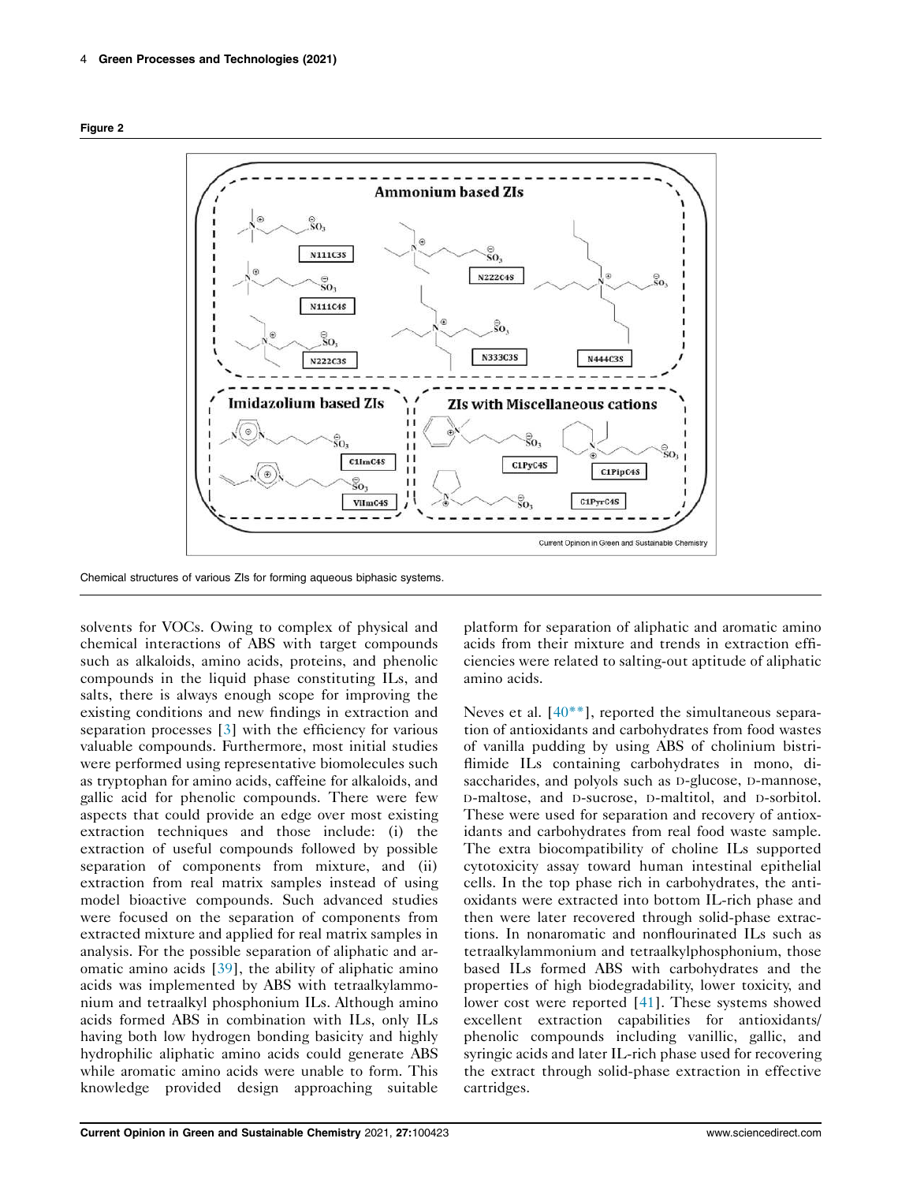**Figure 2**

Chemical structures of various ZIs for forming aqueous biphasic systems.

solvents for VOCs. Owing to complex of physical and chemical interactions of ABS with target compounds such as alkaloids, amino acids, proteins, and phenolic compounds in the liquid phase constituting ILs, and salts, there is always enough scope for improving the existing conditions and new findings in extraction and separation processes [3] with the efficiency for various valuable compounds. Furthermore, most initial studies were performed using representative biomolecules such as tryptophan for amino acids, caffeine for alkaloids, and gallic acid for phenolic compounds. There were few aspects that could provide an edge over most existing extraction techniques and those include: (i) the extraction of useful compounds followed by possible separation of components from mixture, and (ii) extraction from real matrix samples instead of using model bioactive compounds. Such advanced studies were focused on the separation of components from extracted mixture and applied for real matrix samples in analysis. For the possible separation of aliphatic and aromatic amino acids [39], the ability of aliphatic amino acids was implemented by ABS with tetraalkylammonium and tetraalkyl phosphonium ILs. Although amino acids formed ABS in combination with ILs, only ILs having both low hydrogen bonding basicity and highly hydrophilic aliphatic amino acids could generate ABS while aromatic amino acids were unable to form. This knowledge provided design approaching suitable platform for separation of aliphatic and aromatic amino acids from their mixture and trends in extraction efficiencies were related to salting-out aptitude of aliphatic amino acids.

Neves et al. [40**], reported the simultaneous separation of antioxidants and carbohydrates from food wastes of vanilla pudding by using ABS of cholinium bistriflimide ILs containing carbohydrates in mono, disaccharides, and polyols such as D-glucose, D-mannose, D-maltose, and D-sucrose, D-maltitol, and D-sorbitol. These were used for separation and recovery of antioxidants and carbohydrates from real food waste sample. The extra biocompatibility of choline ILs supported cytotoxicity assay toward human intestinal epithelial cells. In the top phase rich in carbohydrates, the antioxidants were extracted into bottom IL-rich phase and then were later recovered through solid-phase extractions. In nonaromatic and nonflourinated ILs such as tetraalkylammonium and tetraalkylphosphonium, those based ILs formed ABS with carbohydrates and the properties of high biodegradability, lower toxicity, and lower cost were reported [41]. These systems showed excellent extraction capabilities for antioxidants/phenolic compounds including vanillic, gallic, and syringic acids and later IL-rich phase used for recovering the extract through solid-phase extraction in effective cartridges.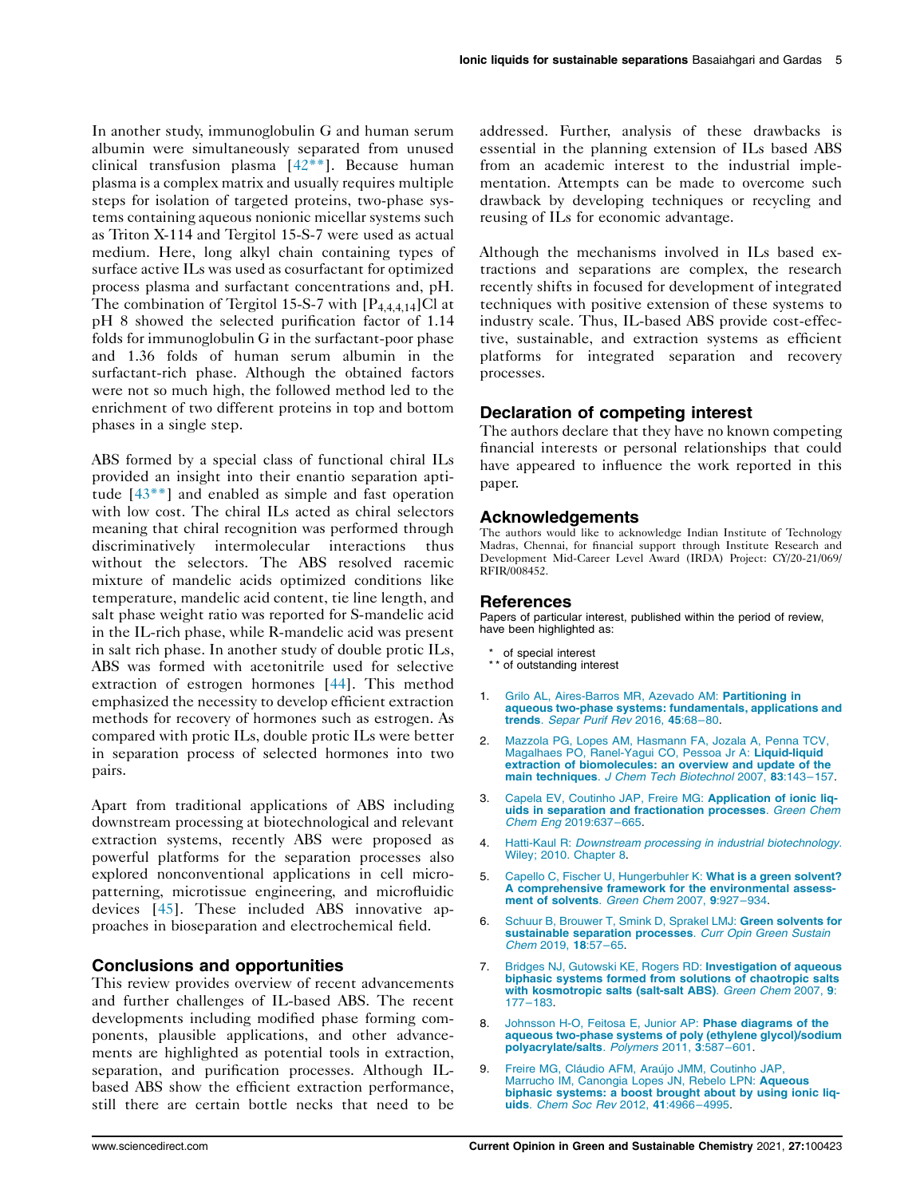In another study, immunoglobulin G and human serum albumin were simultaneously separated from unused clinical transfusion plasma [42**]. Because human plasma is a complex matrix and usually requires multiple steps for isolation of targeted proteins, two-phase systems containing aqueous nonionic micellar systems such as Triton X-114 and Tergitol 15-S-7 were used as actual medium. Here, long alkyl chain containing types of surface active ILs was used as cosurfactant for optimized process plasma and surfactant concentrations and, pH. The combination of Tergitol 15-S-7 with $[P_{4,4,4,14}]Cl$ at pH 8 showed the selected purification factor of 1.14 folds for immunoglobulin G in the surfactant-poor phase and 1.36 folds of human serum albumin in the surfactant-rich phase. Although the obtained factors were not so much high, the followed method led to the enrichment of two different proteins in top and bottom phases in a single step.

ABS formed by a special class of functional chiral ILs provided an insight into their enantio separation aptitude [43**] and enabled as simple and fast operation with low cost. The chiral ILs acted as chiral selectors meaning that chiral recognition was performed through discriminatively intermolecular interactions thus without the selectors. The ABS resolved racemic mixture of mandelic acids optimized conditions like temperature, mandelic acid content, tie line length, and salt phase weight ratio was reported for S-mandelic acid in the IL-rich phase, while R-mandelic acid was present in salt rich phase. In another study of double protic ILs, ABS was formed with acetonitrile used for selective extraction of estrogen hormones [44]. This method emphasized the necessity to develop efficient extraction methods for recovery of hormones such as estrogen. As compared with protic ILs, double protic ILs were better in separation process of selected hormones into two pairs.

Apart from traditional applications of ABS including downstream processing at biotechnological and relevant extraction systems, recently ABS were proposed as powerful platforms for the separation processes also explored nonconventional applications in cell micropatterning, microtissue engineering, and microfluidic devices [45]. These included ABS innovative approaches in bioseparation and electrochemical field.

## Conclusions and opportunities

This review provides overview of recent advancements and further challenges of IL-based ABS. The recent developments including modified phase forming components, plausible applications, and other advancements are highlighted as potential tools in extraction, separation, and purification processes. Although IL-based ABS show the efficient extraction performance, still there are certain bottle necks that need to be addressed. Further, analysis of these drawbacks is essential in the planning extension of ILs based ABS from an academic interest to the industrial implementation. Attempts can be made to overcome such drawback by developing techniques or recycling and reusing of ILs for economic advantage.

Although the mechanisms involved in ILs based extractions and separations are complex, the research recently shifts in focused for development of integrated techniques with positive extension of these systems to industry scale. Thus, IL-based ABS provide cost-effective, sustainable, and extraction systems as efficient platforms for integrated separation and recovery processes.

## Declaration of competing interest

The authors declare that they have no known competing financial interests or personal relationships that could have appeared to influence the work reported in this paper.

## Acknowledgements

The authors would like to acknowledge Indian Institute of Technology Madras, Chennai, for financial support through Institute Research and Development Mid-Career Level Award (IRDA) Project: CY/20-21/069/RFIR/008452.

## References

Papers of particular interest, published within the period of review, have been highlighted as:

- \* of special interest
- \*\* of outstanding interest

1. Grilo AL, Aires-Barros MR, Azevado AM: **Partitioning in aqueous two-phase systems: fundamentals, applications and trends**. *Separ Purif Rev* 2016, **45**:68–80.
2. Mazzola PG, Lopes AM, Hasmann FA, Jozala A, Penna TCV, Magalhaes PO, Ranel-Yagui CO, Pessoa Jr A: **Liquid-liquid extraction of biomolecules: an overview and update of the main techniques**. *J Chem Tech Biotechnol* 2007, **83**:143–157.
3. Capela EV, Coutinho JAP, Freire MG: **Application of ionic liquids in separation and fractionation processes**. *Green Chem Chem Eng* 2019:637–665.
4. Hatti-Kaul R: *Downstream processing in industrial biotechnology*. Wiley; 2010. Chapter 8.
5. Capello C, Fischer U, Hungerbuhler K: **What is a green solvent? A comprehensive framework for the environmental assessment of solvents**. *Green Chem* 2007, **9**:927–934.
6. Schuur B, Brouwer T, Smink D, Sprakel LMJ: **Green solvents for sustainable separation processes**. *Curr Opin Green Sustain Chem* 2019, **18**:57–65.
7. Bridges NJ, Gutowski KE, Rogers RD: **Investigation of aqueous biphasic systems formed from solutions of chaotropic salts with kosmotropic salts (salt-salt ABS)**. *Green Chem* 2007, **9**: 177–183.
8. Johnsson H-O, Feitosa E, Junior AP: **Phase diagrams of the aqueous two-phase systems of poly (ethylene glycol)/sodium polyacrylate/salts**. *Polymers* 2011, **3**:587–601.
9. Freire MG, Cláudio AFM, Araújo JMM, Coutinho JAP, Marrucho IM, Canongia Lopes JN, Rebelo LPN: **Aqueous biphasic systems: a boost brought about by using ionic liquids**. *Chem Soc Rev* 2012, **41**:4966–4995.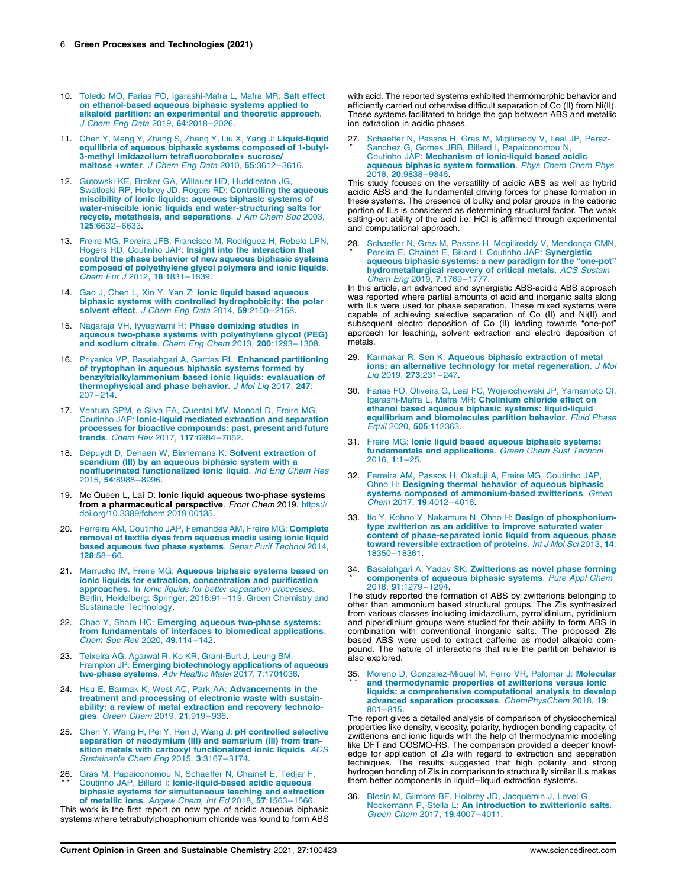10. Toledo MO, Farias FO, Igarashi-Mafra L, Mafra MR: **Salt effect on ethanol-based aqueous biphasic systems applied to alkaloid partition: an experimental and theoretic approach**. *J Chem Eng Data* 2019, **64**:2018–2026.

11. Chen Y, Meng Y, Zhang S, Zhang Y, Liu X, Yang J: **Liquid-liquid equilibria of aqueous biphasic systems composed of 1-butyl-3-methyl imidazolium tetrafluoroborate+ sucrose/ maltose +water**. *J Chem Eng Data* 2010, **55**:3612–3616.

12. Gutowski KE, Broker GA, Willauer HD, Huddleston JG, Swatloski RP, Holbrey JD, Rogers RD: **Controlling the aqueous miscibility of ionic liquids: aqueous biphasic systems of water-miscible ionic liquids and water-structuring salts for recycle, metathesis, and separations**. *J Am Chem Soc* 2003, **125**:6632–6633.

13. Freire MG, Pereira JFB, Francisco M, Rodriguez H, Rebelo LPN, Rogers RD, Coutinho JAP: **Insight into the interaction that control the phase behavior of new aqueous biphasic systems composed of polyethylene glycol polymers and ionic liquids**. *Chem Eur J* 2012, **18**:1831–1839.

14. Gao J, Chen L, Xin Y, Yan Z: **Ionic liquid based aqueous biphasic systems with controlled hydrophobicity: the polar solvent effect**. *J Chem Eng Data* 2014, **59**:2150–2158.

15. Nagaraja VH, Iyyaswami R: **Phase demixing studies in aqueous two-phase systems with polyethylene glycol (PEG) and sodium citrate**. *Chem Eng Chem* 2013, **200**:1293–1308.

16. Priyanka VP, Basaiahgari A, Gardas RL: **Enhanced partitioning of tryptophan in aqueous biphasic systems formed by benzyltrialkylammonium based ionic liquids: evaluation of thermophysical and phase behavior**. *J Mol Liq* 2017, **247**: 207–214.

17. Ventura SPM, e Silva FA, Quental MV, Mondal D, Freire MG, Coutinho JAP: **Ionic-liquid mediated extraction and separation processes for bioactive compounds: past, present and future trends**. *Chem Rev* 2017, **117**:6984–7052.

18. Depuydt D, Dehaen W, Binnemans K: **Solvent extraction of scandium (III) by an aqueous biphasic system with a nonfluorinated functionalized ionic liquid**. *Ind Eng Chem Res* 2015, **54**:8988–8996.

19. Mc Queen L, Lai D: **Ionic liquid aqueous two-phase systems from a pharmaceutical perspective**. *Front Chem* 2019. https://doi.org/10.3389/fchem.2019.00135.

20. Ferreira AM, Coutinho JAP, Fernandes AM, Freire MG: **Complete removal of textile dyes from aqueous media using ionic liquid based aqueous two phase systems**. *Separ Purif Technol* 2014, **128**:58–66.

21. Marrucho IM, Freire MG: **Aqueous biphasic systems based on ionic liquids for extraction, concentration and purification approaches**. In *Ionic liquids for better separation processes*. Berlin, Heidelberg: Springer; 2016:91–119. Green Chemistry and Sustainable Technology.

22. Chao Y, Sham HC: **Emerging aqueous two-phase systems: from fundamentals of interfaces to biomedical applications**. *Chem Soc Rev* 2020, **49**:114–142.

23. Teixeira AG, Agarwal R, Ko KR, Grant-Burt J, Leung BM, Frampton JP: **Emerging biotechnology applications of aqueous two-phase systems**. *Adv Healthc Mater* 2017, **7**:1701036.

24. Hsu E, Barmak K, West AC, Park AA: **Advancements in the treatment and processing of electronic waste with sustainability: a review of metal extraction and recovery technologies**. *Green Chem* 2019, **21**:919–936.

25. Chen Y, Wang H, Pei Y, Ren J, Wang J: **pH controlled selective separation of neodymium (III) and samarium (III) from transition metals with carboxyl functionalized ionic liquids**. *ACS Sustainable Chem Eng* 2015, **3**:3167–3174.

26. ** Gras M, Papaiconomou N, Schaeffer N, Chainet E, Tedjar F, Coutinho JAP, Billard I: **Ionic-liquid-based acidic aqueous biphasic systems for simultaneous leaching and extraction of metallic ions**. *Angew Chem, Int Ed* 2018, **57**:1563–1566.

This work is the first report on new type of acidic aqueous biphasic systems where tetrabutylphosphonium chloride was found to form ABS with acid. The reported systems exhibited thermomorphic behavior and efficiently carried out otherwise difficult separation of Co (II) from Ni(II). These systems facilitated to bridge the gap between ABS and metallic ion extraction in acidic phases.

27. * Schaeffer N, Passos H, Gras M, Migilireddy V, Leal JP, Perez-Sanchez G, Gomes JRB, Billard I, Papaiconomou N, Coutinho JAP: **Mechanism of ionic-liquid based acidic aqueous biphasic system formation**. *Phys Chem Chem Phys* 2018, **20**:9838–9846.

This study focuses on the versatility of acidic ABS as well as hybrid acidic ABS and the fundamental driving forces for phase formation in these systems. The presence of bulky and polar groups in the cationic portion of ILs is considered as determining structural factor. The weak salting-out ability of the acid i.e. HCl is affirmed through experimental and computational approach.

28. * Schaeffer N, Gras M, Passos H, Mogilireddy V, Mendonça CMN, Pereira E, Chainet E, Billard I, Coutinho JAP: **Synergistic aqueous biphasic systems: a new paradigm for the "one-pot" hydrometallurgical recovery of critical metals**. *ACS Sustain Chem Eng* 2019, **7**:1769–1777.

In this article, an advanced and synergistic ABS-acidic ABS approach was reported where partial amounts of acid and inorganic salts along with ILs were used for phase separation. These mixed systems were capable of achieving selective separation of Co (II) and Ni(II) and subsequent electro deposition of Co (II) leading towards "one-pot" approach for leaching, solvent extraction and electro deposition of metals.

29. Karmakar R, Sen K: **Aqueous biphasic extraction of metal ions: an alternative technology for metal regeneration**. *J Mol Liq* 2019, **273**:231–247.

30. Farias FO, Oliveira G, Leal FC, Wojeicchowski JP, Yamamoto CI, Igarashi-Mafra L, Mafra MR: **Cholinium chloride effect on ethanol based aqueous biphasic systems: liquid-liquid equilibrium and biomolecules partition behavior**. *Fluid Phase Equil* 2020, **505**:112363.

31. Freire MG: **Ionic liquid based aqueous biphasic systems: fundamentals and applications**. *Green Chem Sust Technol* 2016, **1**:1–25.

32. Ferreira AM, Passos H, Okafuji A, Freire MG, Coutinho JAP, Ohno H: **Designing thermal behavior of aqueous biphasic systems composed of ammonium-based zwitterions**. *Green Chem* 2017, **19**:4012–4016.

33. Ito Y, Kohno Y, Nakamura N, Ohno H: **Design of phosphonium-type zwitterion as an additive to improve saturated water content of phase-separated ionic liquid from aqueous phase toward reversible extraction of proteins**. *Int J Mol Sci* 2013, **14**: 18350–18361.

34. * Basaiahgari A, Yadav SK: **Zwitterions as novel phase forming components of aqueous biphasic systems**. *Pure Appl Chem* 2018, **91**:1279–1294.

The study reported the formation of ABS by zwitterions belonging to other than ammonium based structural groups. The ZIs synthesized from various classes including imidazolium, pyrrolidinium, pyridinium and piperidinium groups were studied for their ability to form ABS in combination with conventional inorganic salts. The proposed ZIs based ABS were used to extract caffeine as model alkaloid compound. The nature of interactions that rule the partition behavior is also explored.

35. ** Moreno D, Gonzalez-Miquel M, Ferro VR, Palomar J: **Molecular and thermodynamic properties of zwitterions versus ionic liquids: a comprehensive computational analysis to develop advanced separation processes**. *ChemPhysChem* 2018, **19**: 801–815.

The report gives a detailed analysis of comparison of physicochemical properties like density, viscosity, polarity, hydrogen bonding capacity, of zwitterions and ionic liquids with the help of thermodynamic modeling like DFT and COSMO-RS. The comparison provided a deeper knowledge for application of ZIs with regard to extraction and separation techniques. The results suggested that high polarity and strong hydrogen bonding of ZIs in comparison to structurally similar ILs makes them better components in liquid–liquid extraction systems.

36. Blesic M, Gilmore BF, Holbrey JD, Jacquemin J, Level G, Nockemann P, Stella L: **An introduction to zwitterionic salts**. *Green Chem* 2017, **19**:4007–4011.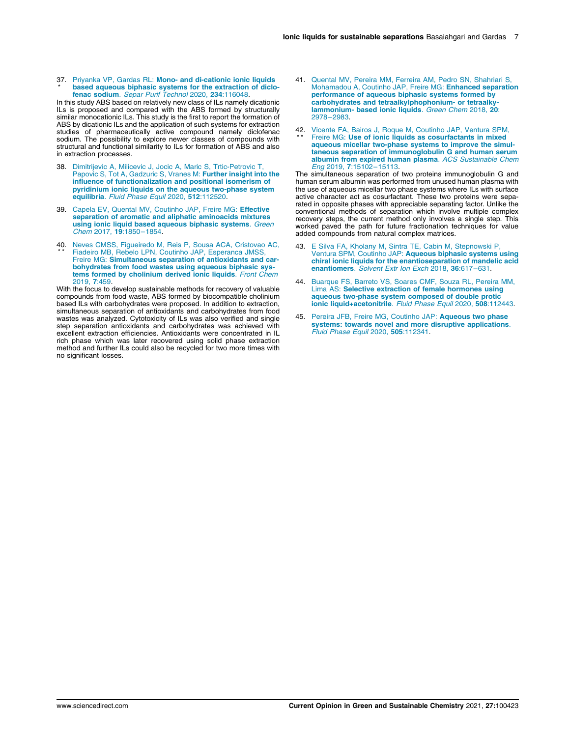37. \* Priyanka VP, Gardas RL: **Mono- and di-cationic ionic liquids based aqueous biphasic systems for the extraction of diclofenac sodium**. *Separ Purif Technol* 2020, **234**:116048.

In this study ABS based on relatively new class of ILs namely dicationic ILs is proposed and compared with the ABS formed by structurally similar monocationic ILs. This study is the first to report the formation of ABS by dicationic ILs and the application of such systems for extraction studies of pharmaceutically active compound namely diclofenac sodium. The possibility to explore newer classes of compounds with structural and functional similarity to ILs for formation of ABS and also in extraction processes.

38. Dimitrijevic A, Milicevic J, Jocic A, Maric S, Trtic-Petrovic T, Papovic S, Tot A, Gadzuric S, Vranes M: **Further insight into the influence of functionalization and positional isomerism of pyridinium ionic liquids on the aqueous two-phase system equilibria**. *Fluid Phase Equil* 2020, **512**:112520.

39. Capela EV, Quental MV, Coutinho JAP, Freire MG: **Effective separation of aromatic and aliphatic aminoacids mixtures using ionic liquid based aqueous biphasic systems**. *Green Chem* 2017, **19**:1850–1854.

40. \*\* Neves CMSS, Figueiredo M, Reis P, Sousa ACA, Cristovao AC, Fiadeiro MB, Rebelo LPN, Coutinho JAP, Esperanca JMSS, Freire MG: **Simultaneous separation of antioxidants and carbohydrates from food wastes using aqueous biphasic systems formed by cholinium derived ionic liquids**. *Front Chem* 2019, **7**:459.

With the focus to develop sustainable methods for recovery of valuable compounds from food waste, ABS formed by biocompatible cholinium based ILs with carbohydrates were proposed. In addition to extraction, simultaneous separation of antioxidants and carbohydrates from food wastes was analyzed. Cytotoxicity of ILs was also verified and single step separation antioxidants and carbohydrates was achieved with excellent extraction efficiencies. Antioxidants were concentrated in IL rich phase which was later recovered using solid phase extraction method and further ILs could also be recycled for two more times with no significant losses.

41. Quental MV, Pereira MM, Ferreira AM, Pedro SN, Shahriari S, Mohamadou A, Coutinho JAP, Freire MG: **Enhanced separation performance of aqueous biphasic systems formed by carbohydrates and tetraalkylphophonium- or tetraalkylammonium- based ionic liquids**. *Green Chem* 2018, **20**:2978–2983.

42. \*\* Vicente FA, Bairos J, Roque M, Coutinho JAP, Ventura SPM, Freire MG: **Use of ionic liquids as cosurfactants in mixed aqueous micellar two-phase systems to improve the simultaneous separation of immunoglobulin G and human serum albumin from expired human plasma**. *ACS Sustainable Chem Eng* 2019, **7**:15102–15113.

The simultaneous separation of two proteins immunoglobulin G and human serum albumin was performed from unused human plasma with the use of aqueous micellar two phase systems where ILs with surface active character act as cosurfactant. These two proteins were separated in opposite phases with appreciable separating factor. Unlike the conventional methods of separation which involve multiple complex recovery steps, the current method only involves a single step. This worked paved the path for future fractionation techniques for value added compounds from natural complex matrices.

43. E Silva FA, Kholany M, Sintra TE, Cabin M, Stepnowski P, Ventura SPM, Coutinho JAP: **Aqueous biphasic systems using chiral ionic liquids for the enantioseparation of mandelic acid enantiomers**. *Solvent Extr Ion Exch* 2018, **36**:617–631.

44. Buarque FS, Barreto VS, Soares CMF, Souza RL, Pereira MM, Lima AS: **Selective extraction of female hormones using aqueous two-phase system composed of double protic ionic liquid+acetonitrile**. *Fluid Phase Equil* 2020, **508**:112443.

45. Pereira JFB, Freire MG, Coutinho JAP: **Aqueous two phase systems: towards novel and more disruptive applications**. *Fluid Phase Equil* 2020, **505**:112341.